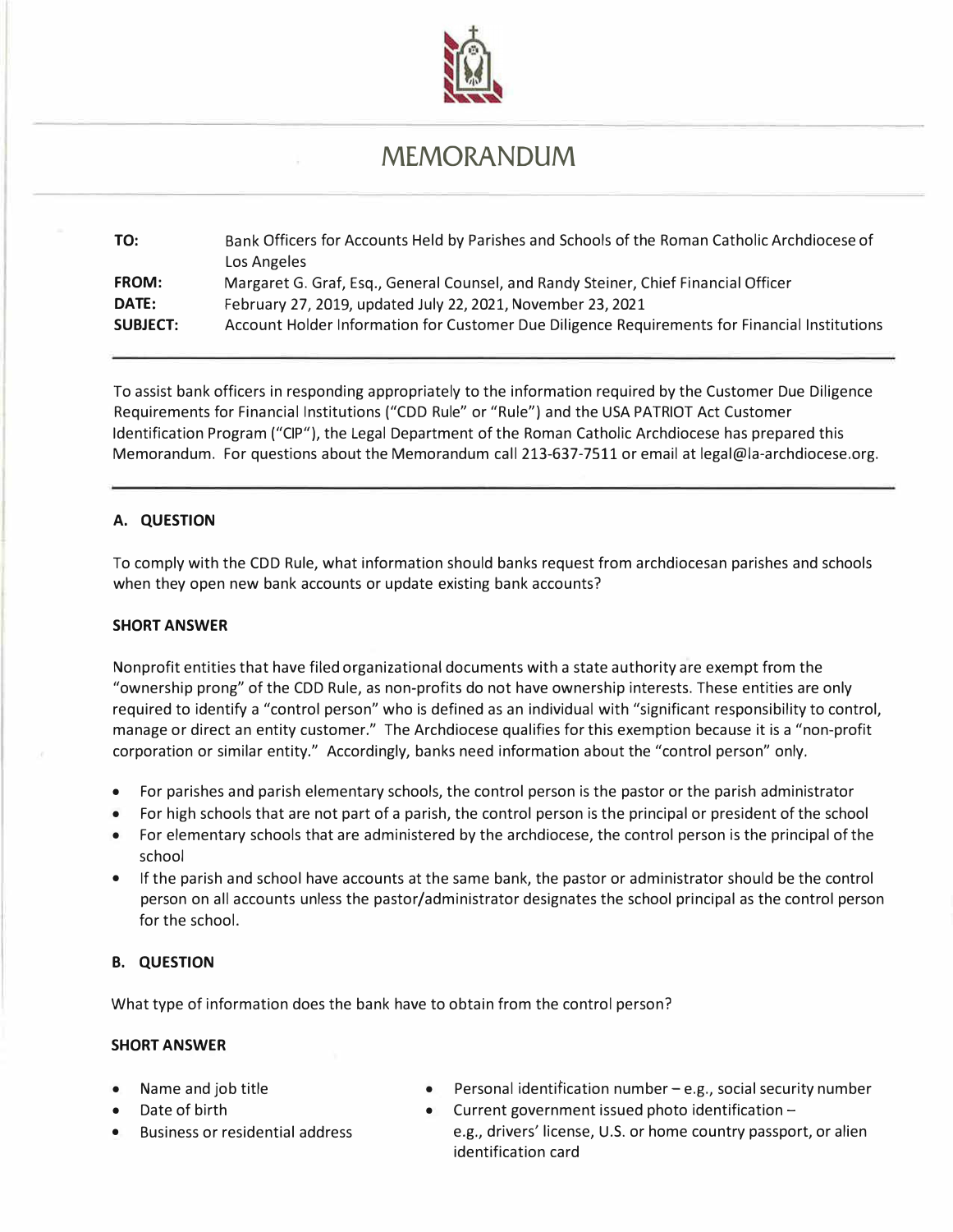# MEMORANDUM

**TO:** Bank Officers for Accounts Held by Parishes and Schools of the Roman Catholic Archdiocese of Los Angeles

**FROM:** Margaret G. Graf, Esq., General Counsel, and Randy Steiner, Chief Financial Officer

**DATE:** February 27, 2019, updated July 22, 2021, November 23, 2021

**SUBJECT:** Account Holder Information for Customer Due Diligence Requirements for Financial Institutions

---

To assist bank officers in responding appropriately to the information required by the Customer Due Diligence Requirements for Financial Institutions ("CDD Rule" or "Rule") and the USA PATRIOT Act Customer Identification Program ("CIP"), the Legal Department of the Roman Catholic Archdiocese has prepared this Memorandum. For questions about the Memorandum call 213-637-7511 or email at legal@la-archdiocese.org.

---

### A. QUESTION

To comply with the CDD Rule, what information should banks request from archdiocesan parishes and schools when they open new bank accounts or update existing bank accounts?

#### SHORT ANSWER

Nonprofit entities that have filed organizational documents with a state authority are exempt from the "ownership prong" of the CDD Rule, as non-profits do not have ownership interests. These entities are only required to identify a "control person" who is defined as an individual with "significant responsibility to control, manage or direct an entity customer." The Archdiocese qualifies for this exemption because it is a "non-profit corporation or similar entity." Accordingly, banks need information about the "control person" only.

- For parishes and parish elementary schools, the control person is the pastor or the parish administrator
- For high schools that are not part of a parish, the control person is the principal or president of the school
- For elementary schools that are administered by the archdiocese, the control person is the principal of the school
- If the parish and school have accounts at the same bank, the pastor or administrator should be the control person on all accounts unless the pastor/administrator designates the school principal as the control person for the school.

### B. QUESTION

What type of information does the bank have to obtain from the control person?

#### SHORT ANSWER

- Name and job title
- Date of birth
- Business or residential address
- Personal identification number – e.g., social security number
- Current government issued photo identification – e.g., drivers' license, U.S. or home country passport, or alien identification card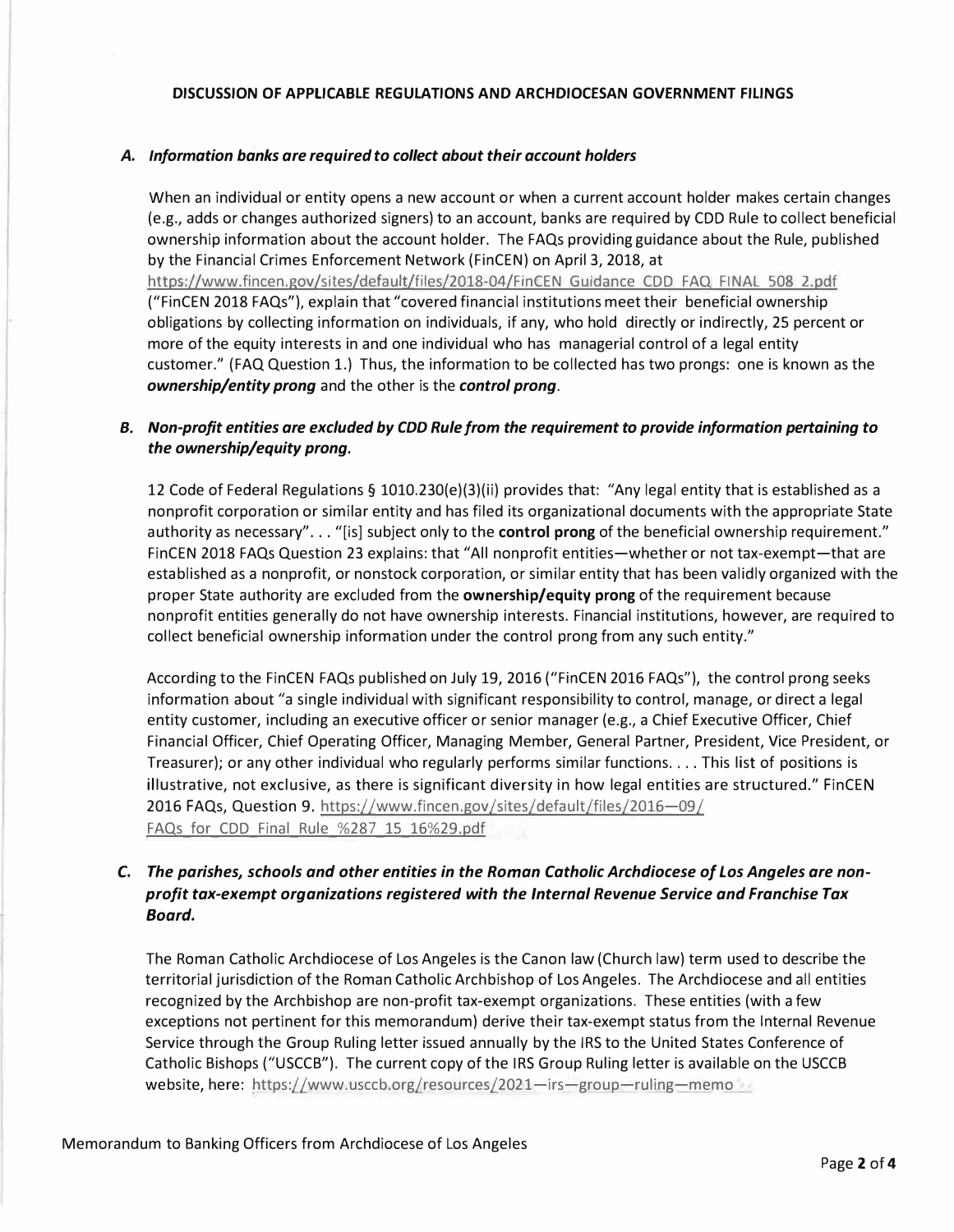## DISCUSSION OF APPLICABLE REGULATIONS AND ARCHDIOCESAN GOVERNMENT FILINGS

### A. *Information banks are required to collect about their account holders*

When an individual or entity opens a new account or when a current account holder makes certain changes (e.g., adds or changes authorized signers) to an account, banks are required by CDD Rule to collect beneficial ownership information about the account holder. The FAQs providing guidance about the Rule, published by the Financial Crimes Enforcement Network (FinCEN) on April 3, 2018, at https://www.fincen.gov/sites/default/files/2018-04/FinCEN_Guidance_CDD_FAQ_FINAL_508_2.pdf ("FinCEN 2018 FAQs"), explain that "covered financial institutions meet their beneficial ownership obligations by collecting information on individuals, if any, who hold directly or indirectly, 25 percent or more of the equity interests in and one individual who has managerial control of a legal entity customer." (FAQ Question 1.) Thus, the information to be collected has two prongs: one is known as the ***ownership/entity prong*** and the other is the ***control prong***.

### B. *Non-profit entities are excluded by CDD Rule from the requirement to provide information pertaining to the ownership/equity prong.*

12 Code of Federal Regulations § 1010.230(e)(3)(ii) provides that: "Any legal entity that is established as a nonprofit corporation or similar entity and has filed its organizational documents with the appropriate State authority as necessary". . . "[is] subject only to the **control prong** of the beneficial ownership requirement." FinCEN 2018 FAQs Question 23 explains: that "All nonprofit entities—whether or not tax-exempt—that are established as a nonprofit, or nonstock corporation, or similar entity that has been validly organized with the proper State authority are excluded from the **ownership/equity prong** of the requirement because nonprofit entities generally do not have ownership interests. Financial institutions, however, are required to collect beneficial ownership information under the control prong from any such entity."

According to the FinCEN FAQs published on July 19, 2016 ("FinCEN 2016 FAQs"), the control prong seeks information about "a single individual with significant responsibility to control, manage, or direct a legal entity customer, including an executive officer or senior manager (e.g., a Chief Executive Officer, Chief Financial Officer, Chief Operating Officer, Managing Member, General Partner, President, Vice President, or Treasurer); or any other individual who regularly performs similar functions. . . . This list of positions is illustrative, not exclusive, as there is significant diversity in how legal entities are structured." FinCEN 2016 FAQs, Question 9. https://www.fincen.gov/sites/default/files/2016—09/FAQs_for_CDD_Final_Rule_%287_15_16%29.pdf

### C. *The parishes, schools and other entities in the Roman Catholic Archdiocese of Los Angeles are non-profit tax-exempt organizations registered with the Internal Revenue Service and Franchise Tax Board.*

The Roman Catholic Archdiocese of Los Angeles is the Canon law (Church law) term used to describe the territorial jurisdiction of the Roman Catholic Archbishop of Los Angeles. The Archdiocese and all entities recognized by the Archbishop are non-profit tax-exempt organizations. These entities (with a few exceptions not pertinent for this memorandum) derive their tax-exempt status from the Internal Revenue Service through the Group Ruling letter issued annually by the IRS to the United States Conference of Catholic Bishops ("USCCB"). The current copy of the IRS Group Ruling letter is available on the USCCB website, here: https://www.usccb.org/resources/2021—irs—group—ruling—memo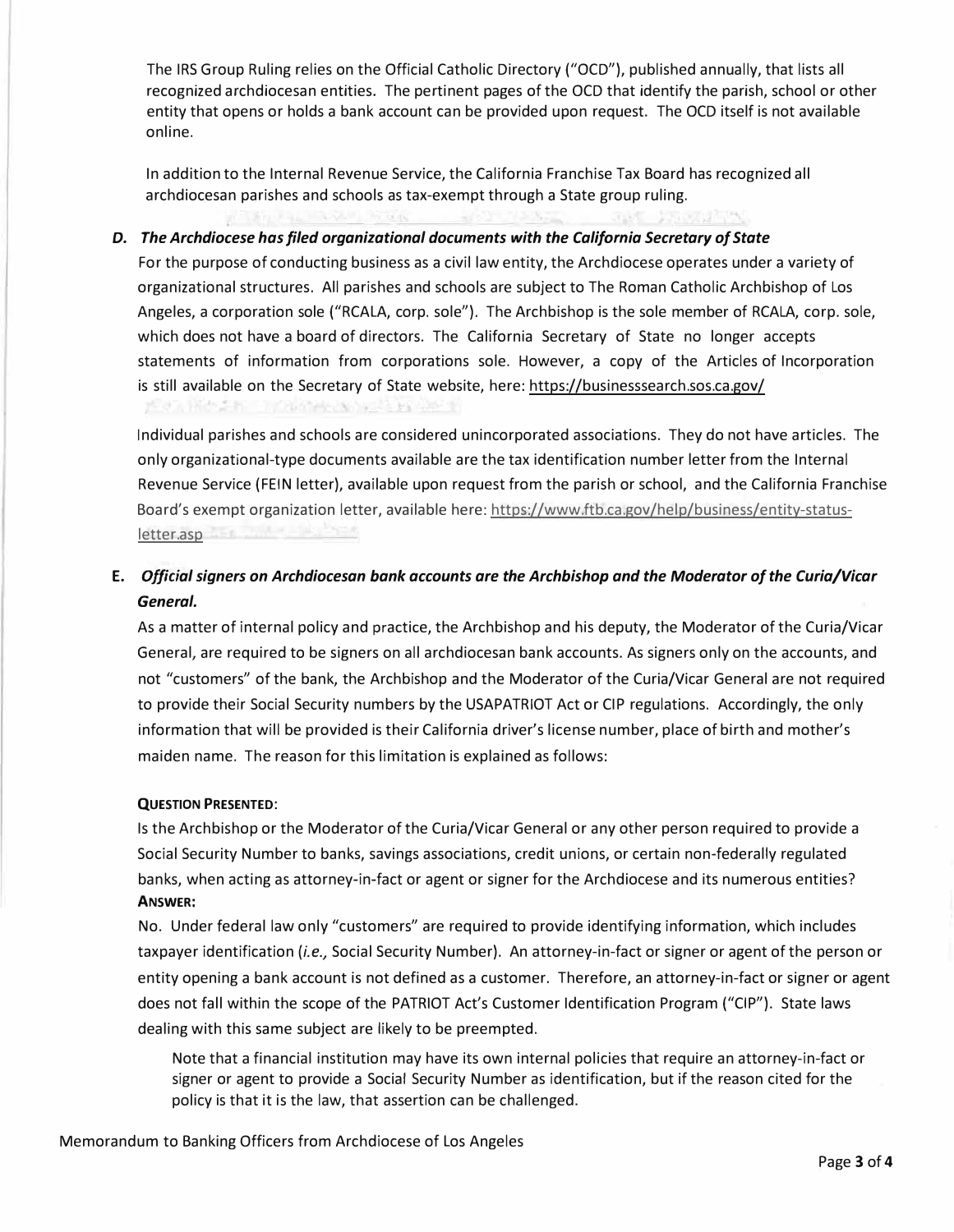The IRS Group Ruling relies on the Official Catholic Directory ("OCD"), published annually, that lists all recognized archdiocesan entities. The pertinent pages of the OCD that identify the parish, school or other entity that opens or holds a bank account can be provided upon request. The OCD itself is not available online.

In addition to the Internal Revenue Service, the California Franchise Tax Board has recognized all archdiocesan parishes and schools as tax-exempt through a State group ruling.

### D. *The Archdiocese has filed organizational documents with the California Secretary of State*

For the purpose of conducting business as a civil law entity, the Archdiocese operates under a variety of organizational structures. All parishes and schools are subject to The Roman Catholic Archbishop of Los Angeles, a corporation sole ("RCALA, corp. sole"). The Archbishop is the sole member of RCALA, corp. sole, which does not have a board of directors. The California Secretary of State no longer accepts statements of information from corporations sole. However, a copy of the Articles of Incorporation is still available on the Secretary of State website, here: https://businesssearch.sos.ca.gov/

Individual parishes and schools are considered unincorporated associations. They do not have articles. The only organizational-type documents available are the tax identification number letter from the Internal Revenue Service (FEIN letter), available upon request from the parish or school, and the California Franchise Board's exempt organization letter, available here: https://www.ftb.ca.gov/help/business/entity-status-letter.asp

### E. *Official signers on Archdiocesan bank accounts are the Archbishop and the Moderator of the Curia/Vicar General.*

As a matter of internal policy and practice, the Archbishop and his deputy, the Moderator of the Curia/Vicar General, are required to be signers on all archdiocesan bank accounts. As signers only on the accounts, and not "customers" of the bank, the Archbishop and the Moderator of the Curia/Vicar General are not required to provide their Social Security numbers by the USAPATRIOT Act or CIP regulations. Accordingly, the only information that will be provided is their California driver's license number, place of birth and mother's maiden name. The reason for this limitation is explained as follows:

**QUESTION PRESENTED:**

Is the Archbishop or the Moderator of the Curia/Vicar General or any other person required to provide a Social Security Number to banks, savings associations, credit unions, or certain non-federally regulated banks, when acting as attorney-in-fact or agent or signer for the Archdiocese and its numerous entities?

**ANSWER:**

No. Under federal law only "customers" are required to provide identifying information, which includes taxpayer identification (*i.e.,* Social Security Number). An attorney-in-fact or signer or agent of the person or entity opening a bank account is not defined as a customer. Therefore, an attorney-in-fact or signer or agent does not fall within the scope of the PATRIOT Act's Customer Identification Program ("CIP"). State laws dealing with this same subject are likely to be preempted.

Note that a financial institution may have its own internal policies that require an attorney-in-fact or signer or agent to provide a Social Security Number as identification, but if the reason cited for the policy is that it is the law, that assertion can be challenged.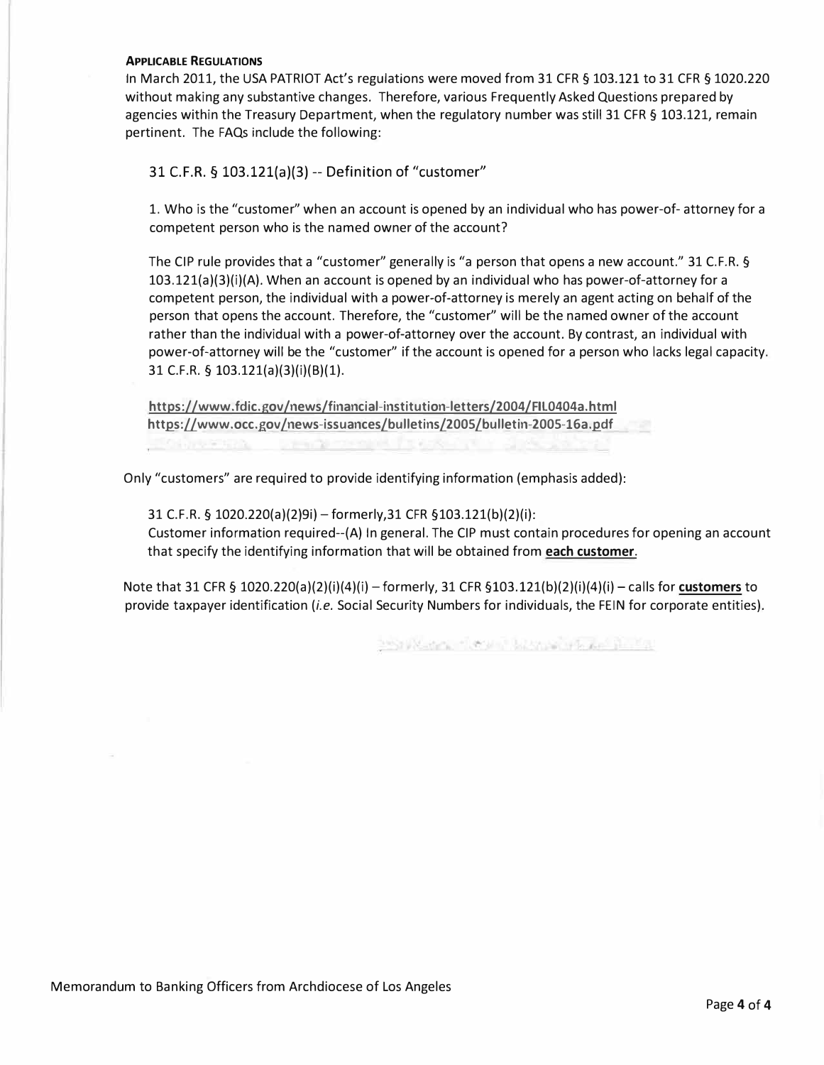**APPLICABLE REGULATIONS**

In March 2011, the USA PATRIOT Act's regulations were moved from 31 CFR § 103.121 to 31 CFR § 1020.220 without making any substantive changes. Therefore, various Frequently Asked Questions prepared by agencies within the Treasury Department, when the regulatory number was still 31 CFR § 103.121, remain pertinent. The FAQs include the following:

> 31 C.F.R. § 103.121(a)(3) -- Definition of "customer"
>
> 1. Who is the "customer" when an account is opened by an individual who has power-of- attorney for a competent person who is the named owner of the account?
>
> The CIP rule provides that a "customer" generally is "a person that opens a new account." 31 C.F.R. § 103.121(a)(3)(i)(A). When an account is opened by an individual who has power-of-attorney for a competent person, the individual with a power-of-attorney is merely an agent acting on behalf of the person that opens the account. Therefore, the "customer" will be the named owner of the account rather than the individual with a power-of-attorney over the account. By contrast, an individual with power-of-attorney will be the "customer" if the account is opened for a person who lacks legal capacity. 31 C.F.R. § 103.121(a)(3)(i)(B)(1).
>
> https://www.fdic.gov/news/financial-institution-letters/2004/FIL0404a.html
> https://www.occ.gov/news-issuances/bulletins/2005/bulletin-2005-16a.pdf

Only "customers" are required to provide identifying information (emphasis added):

> 31 C.F.R. § 1020.220(a)(2)9i) – formerly,31 CFR §103.121(b)(2)(i):
> Customer information required--(A) In general. The CIP must contain procedures for opening an account that specify the identifying information that will be obtained from **each customer**.

Note that 31 CFR § 1020.220(a)(2)(i)(4)(i) – formerly, 31 CFR §103.121(b)(2)(i)(4)(i) – calls for **customers** to provide taxpayer identification (*i.e.* Social Security Numbers for individuals, the FEIN for corporate entities).